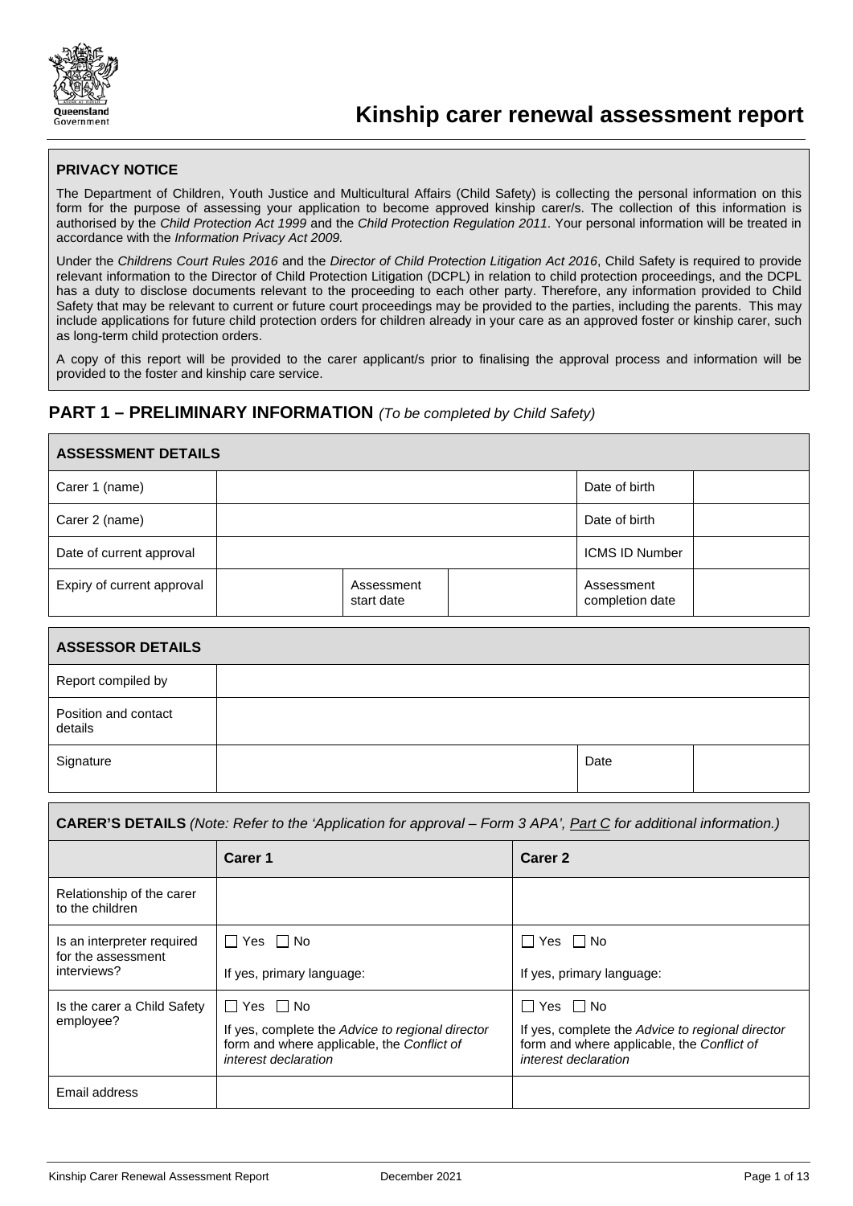# Kinship carer renewal assessment report

**PRIVACY NOTICE**

The Department of Children, Youth Justice and Multicultural Affairs (Child Safety) is collecting the personal information on this form for the purpose of assessing your application to become approved kinship carer/s. The collection of this information is authorised by the *Child Protection Act 1999* and the *Child Protection Regulation 2011*. Your personal information will be treated in accordance with the *Information Privacy Act 2009.*

Under the *Childrens Court Rules 2016* and the *Director of Child Protection Litigation Act 2016*, Child Safety is required to provide relevant information to the Director of Child Protection Litigation (DCPL) in relation to child protection proceedings, and the DCPL has a duty to disclose documents relevant to the proceeding to each other party. Therefore, any information provided to Child Safety that may be relevant to current or future court proceedings may be provided to the parties, including the parents. This may include applications for future child protection orders for children already in your care as an approved foster or kinship carer, such as long-term child protection orders.

A copy of this report will be provided to the carer applicant/s prior to finalising the approval process and information will be provided to the foster and kinship care service.

## PART 1 – PRELIMINARY INFORMATION *(To be completed by Child Safety)*

| **ASSESSMENT DETAILS** | | | | | |
|---|---|---|---|---|---|
| Carer 1 (name) | | | | Date of birth | |
| Carer 2 (name) | | | | Date of birth | |
| Date of current approval | | | | ICMS ID Number | |
| Expiry of current approval | | Assessment start date | | Assessment completion date | |

| **ASSESSOR DETAILS** | | | |
|---|---|---|---|
| Report compiled by | | | |
| Position and contact details | | | |
| Signature | | Date | |

| **CARER'S DETAILS** *(Note: Refer to the 'Application for approval – Form 3 APA', Part C for additional information.)* | | |
|---|---|---|
| | **Carer 1** | **Carer 2** |
| Relationship of the carer to the children | | |
| Is an interpreter required for the assessment interviews? | ☐ Yes ☐ No<br>If yes, primary language: | ☐ Yes ☐ No<br>If yes, primary language: |
| Is the carer a Child Safety employee? | ☐ Yes ☐ No<br>If yes, complete the *Advice to regional director* form and where applicable, the *Conflict of interest declaration* | ☐ Yes ☐ No<br>If yes, complete the *Advice to regional director* form and where applicable, the *Conflict of interest declaration* |
| Email address | | |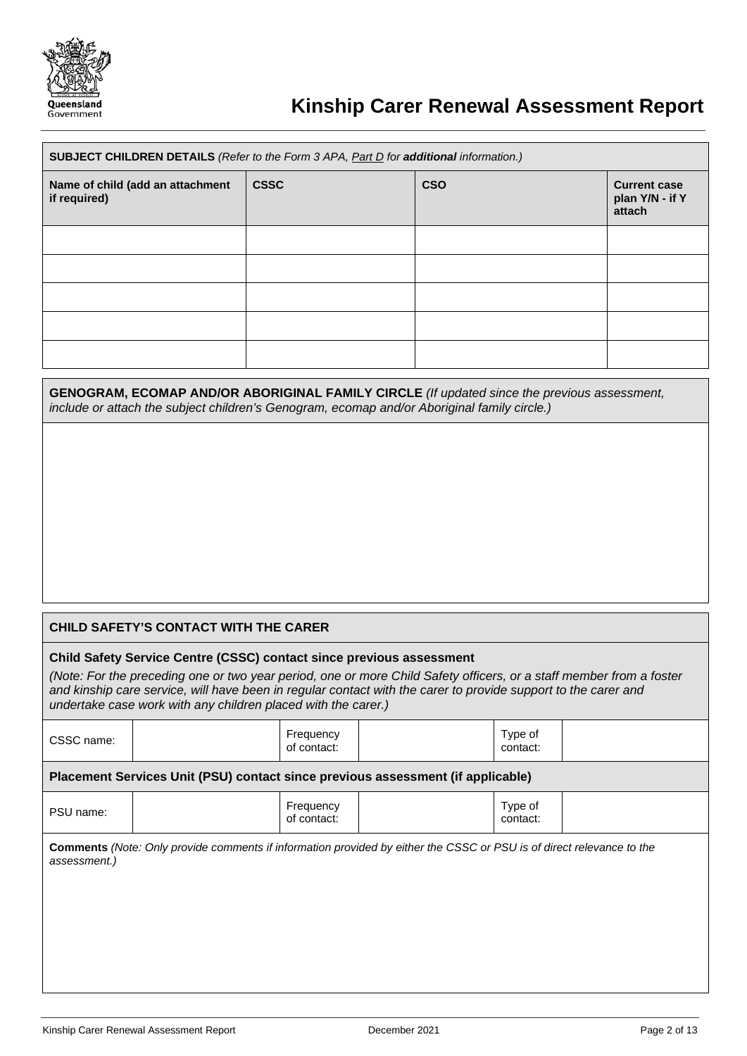# Kinship Carer Renewal Assessment Report

| **SUBJECT CHILDREN DETAILS** *(Refer to the Form 3 APA, Part D for **additional** information.)* | | | |
|---|---|---|---|
| **Name of child (add an attachment if required)** | **CSSC** | **CSO** | **Current case plan Y/N - if Y attach** |
| | | | |
| | | | |
| | | | |
| | | | |
| | | | |

| **GENOGRAM, ECOMAP AND/OR ABORIGINAL FAMILY CIRCLE** *(If updated since the previous assessment, include or attach the subject children's Genogram, ecomap and/or Aboriginal family circle.)* |
|---|
| |

| **CHILD SAFETY'S CONTACT WITH THE CARER** | | | | | |
|---|---|---|---|---|---|
| **Child Safety Service Centre (CSSC) contact since previous assessment** *(Note: For the preceding one or two year period, one or more Child Safety officers, or a staff member from a foster and kinship care service, will have been in regular contact with the carer to provide support to the carer and undertake case work with any children placed with the carer.)* | | | | | |
| CSSC name: | | Frequency of contact: | | Type of contact: | |
| **Placement Services Unit (PSU) contact since previous assessment (if applicable)** | | | | | |
| PSU name: | | Frequency of contact: | | Type of contact: | |
| **Comments** *(Note: Only provide comments if information provided by either the CSSC or PSU is of direct relevance to the assessment.)* | | | | | |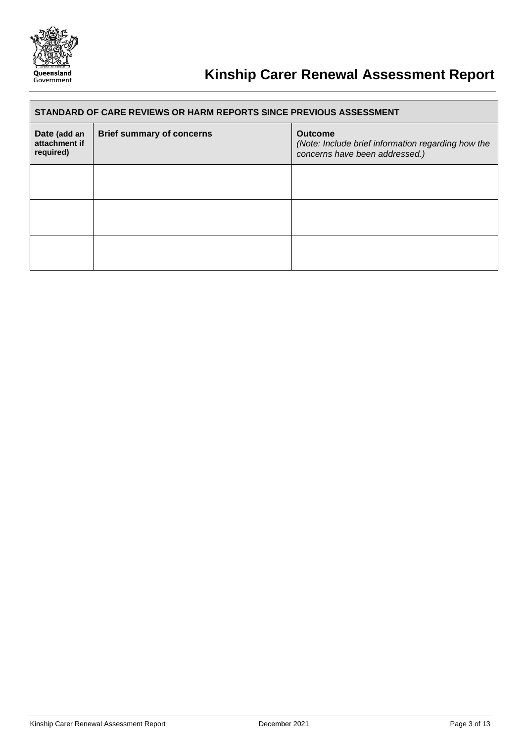| STANDARD OF CARE REVIEWS OR HARM REPORTS SINCE PREVIOUS ASSESSMENT | | |
|---|---|---|
| **Date (add an attachment if required)** | **Brief summary of concerns** | **Outcome** *(Note: Include brief information regarding how the concerns have been addressed.)* |
| | | |
| | | |
| | | |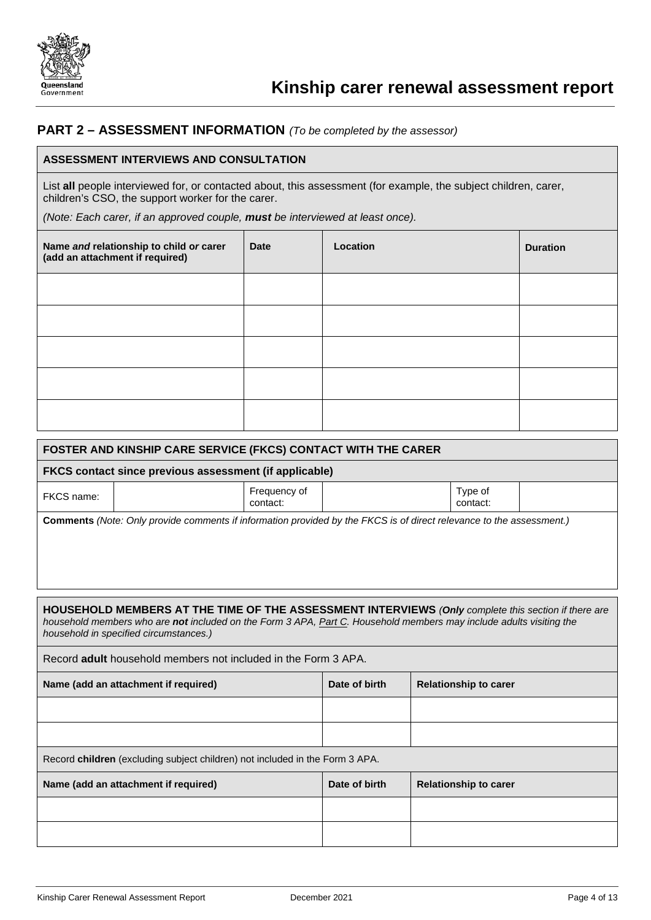# Kinship carer renewal assessment report

## PART 2 – ASSESSMENT INFORMATION *(To be completed by the assessor)*

### ASSESSMENT INTERVIEWS AND CONSULTATION

List **all** people interviewed for, or contacted about, this assessment (for example, the subject children, carer, children's CSO, the support worker for the carer.

*(Note: Each carer, if an approved couple, **must** be interviewed at least once).*

| Name *and* relationship to child *or* carer (add an attachment if required) | Date | Location | Duration |
|---|---|---|---|
| | | | |
| | | | |
| | | | |
| | | | |
| | | | |

### FOSTER AND KINSHIP CARE SERVICE (FKCS) CONTACT WITH THE CARER

**FKCS contact since previous assessment (if applicable)**

| FKCS name: | | Frequency of contact: | | Type of contact: | |
|---|---|---|---|---|---|

**Comments** *(Note: Only provide comments if information provided by the FKCS is of direct relevance to the assessment.)*

### HOUSEHOLD MEMBERS AT THE TIME OF THE ASSESSMENT INTERVIEWS *(**Only** complete this section if there are household members who are **not** included on the Form 3 APA, Part C. Household members may include adults visiting the household in specified circumstances.)*

Record **adult** household members not included in the Form 3 APA.

| Name (add an attachment if required) | Date of birth | Relationship to carer |
|---|---|---|
| | | |
| | | |

Record **children** (excluding subject children) not included in the Form 3 APA.

| Name (add an attachment if required) | Date of birth | Relationship to carer |
|---|---|---|
| | | |
| | | |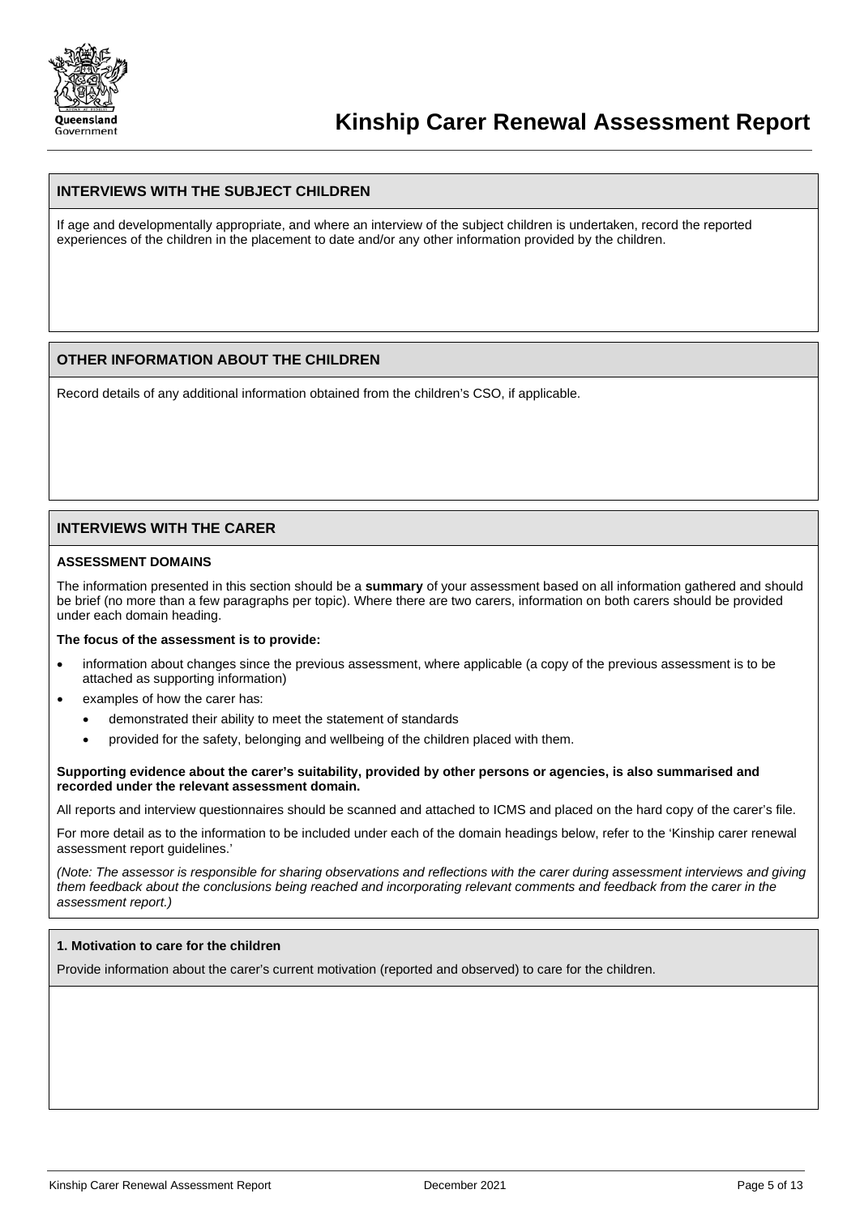# Kinship Carer Renewal Assessment Report

## INTERVIEWS WITH THE SUBJECT CHILDREN

If age and developmentally appropriate, and where an interview of the subject children is undertaken, record the reported experiences of the children in the placement to date and/or any other information provided by the children.

## OTHER INFORMATION ABOUT THE CHILDREN

Record details of any additional information obtained from the children's CSO, if applicable.

## INTERVIEWS WITH THE CARER

**ASSESSMENT DOMAINS**

The information presented in this section should be a **summary** of your assessment based on all information gathered and should be brief (no more than a few paragraphs per topic). Where there are two carers, information on both carers should be provided under each domain heading.

**The focus of the assessment is to provide:**

- information about changes since the previous assessment, where applicable (a copy of the previous assessment is to be attached as supporting information)
- examples of how the carer has:
  - demonstrated their ability to meet the statement of standards
  - provided for the safety, belonging and wellbeing of the children placed with them.

**Supporting evidence about the carer's suitability, provided by other persons or agencies, is also summarised and recorded under the relevant assessment domain.**

All reports and interview questionnaires should be scanned and attached to ICMS and placed on the hard copy of the carer's file.

For more detail as to the information to be included under each of the domain headings below, refer to the 'Kinship carer renewal assessment report guidelines.'

*(Note: The assessor is responsible for sharing observations and reflections with the carer during assessment interviews and giving them feedback about the conclusions being reached and incorporating relevant comments and feedback from the carer in the assessment report.)*

### 1. Motivation to care for the children

Provide information about the carer's current motivation (reported and observed) to care for the children.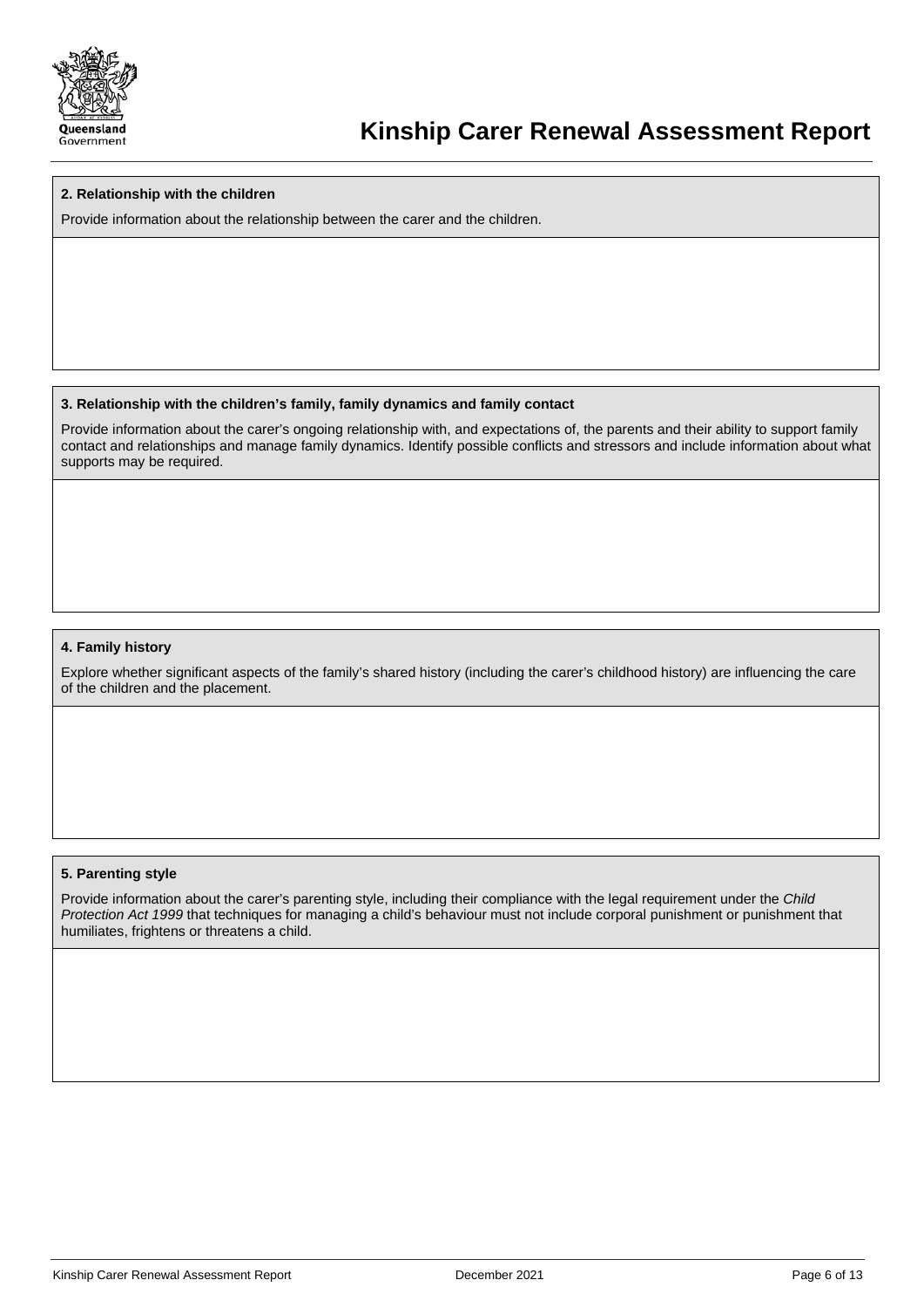**2. Relationship with the children**

Provide information about the relationship between the carer and the children.

**3. Relationship with the children's family, family dynamics and family contact**

Provide information about the carer's ongoing relationship with, and expectations of, the parents and their ability to support family contact and relationships and manage family dynamics. Identify possible conflicts and stressors and include information about what supports may be required.

**4. Family history**

Explore whether significant aspects of the family's shared history (including the carer's childhood history) are influencing the care of the children and the placement.

**5. Parenting style**

Provide information about the carer's parenting style, including their compliance with the legal requirement under the *Child Protection Act 1999* that techniques for managing a child's behaviour must not include corporal punishment or punishment that humiliates, frightens or threatens a child.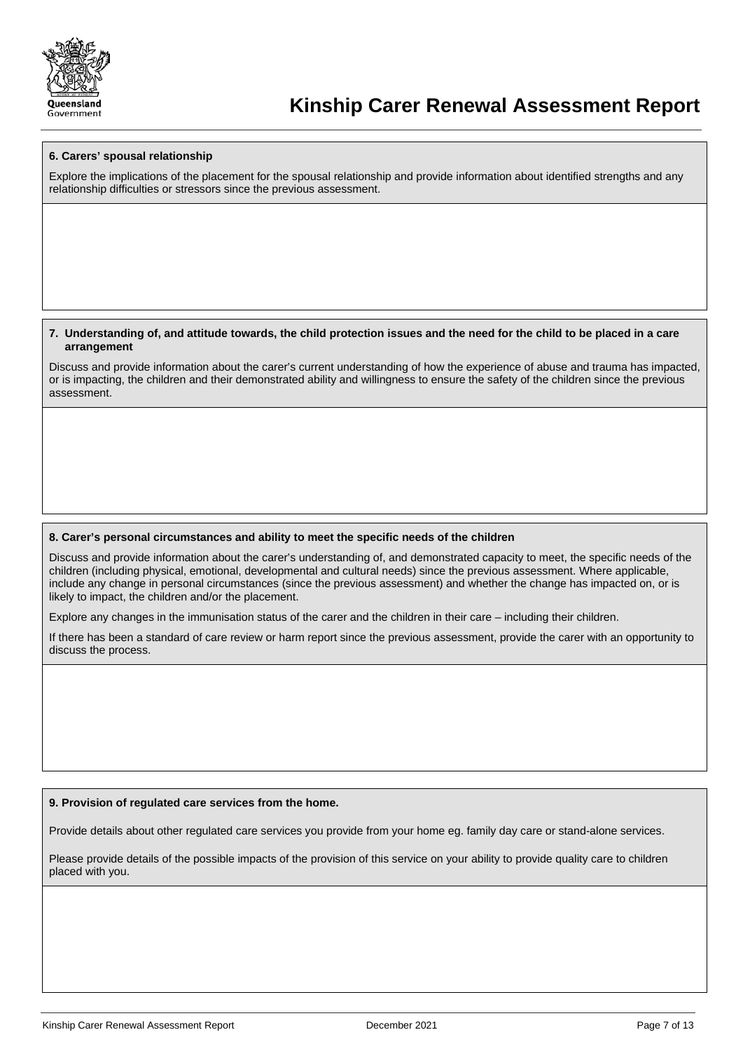**6. Carers' spousal relationship**

Explore the implications of the placement for the spousal relationship and provide information about identified strengths and any relationship difficulties or stressors since the previous assessment.

**7. Understanding of, and attitude towards, the child protection issues and the need for the child to be placed in a care arrangement**

Discuss and provide information about the carer's current understanding of how the experience of abuse and trauma has impacted, or is impacting, the children and their demonstrated ability and willingness to ensure the safety of the children since the previous assessment.

**8. Carer's personal circumstances and ability to meet the specific needs of the children**

Discuss and provide information about the carer's understanding of, and demonstrated capacity to meet, the specific needs of the children (including physical, emotional, developmental and cultural needs) since the previous assessment. Where applicable, include any change in personal circumstances (since the previous assessment) and whether the change has impacted on, or is likely to impact, the children and/or the placement.

Explore any changes in the immunisation status of the carer and the children in their care – including their children.

If there has been a standard of care review or harm report since the previous assessment, provide the carer with an opportunity to discuss the process.

**9. Provision of regulated care services from the home.**

Provide details about other regulated care services you provide from your home eg. family day care or stand-alone services.

Please provide details of the possible impacts of the provision of this service on your ability to provide quality care to children placed with you.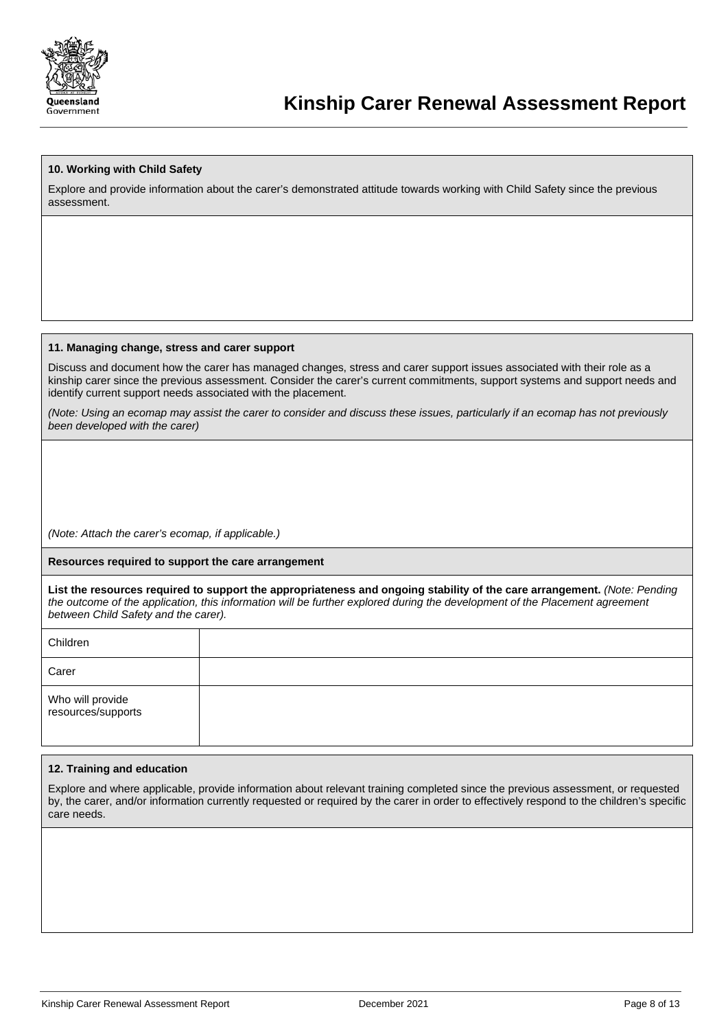# Kinship Carer Renewal Assessment Report

**10. Working with Child Safety**

Explore and provide information about the carer's demonstrated attitude towards working with Child Safety since the previous assessment.

**11. Managing change, stress and carer support**

Discuss and document how the carer has managed changes, stress and carer support issues associated with their role as a kinship carer since the previous assessment. Consider the carer's current commitments, support systems and support needs and identify current support needs associated with the placement.

*(Note: Using an ecomap may assist the carer to consider and discuss these issues, particularly if an ecomap has not previously been developed with the carer)*

*(Note: Attach the carer's ecomap, if applicable.)*

**Resources required to support the care arrangement**

**List the resources required to support the appropriateness and ongoing stability of the care arrangement.** *(Note: Pending the outcome of the application, this information will be further explored during the development of the Placement agreement between Child Safety and the carer).*

| | |
|---|---|
| Children | |
| Carer | |
| Who will provide resources/supports | |

**12. Training and education**

Explore and where applicable, provide information about relevant training completed since the previous assessment, or requested by, the carer, and/or information currently requested or required by the carer in order to effectively respond to the children's specific care needs.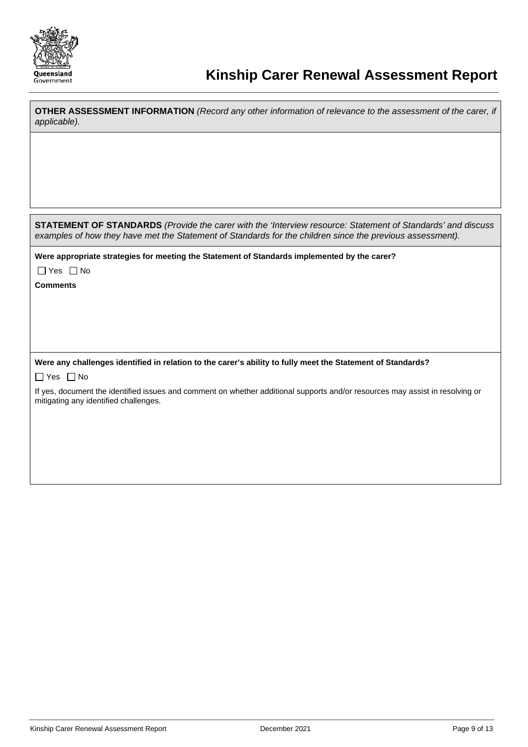**OTHER ASSESSMENT INFORMATION** *(Record any other information of relevance to the assessment of the carer, if applicable).*

**STATEMENT OF STANDARDS** *(Provide the carer with the 'Interview resource: Statement of Standards' and discuss examples of how they have met the Statement of Standards for the children since the previous assessment).*

**Were appropriate strategies for meeting the Statement of Standards implemented by the carer?**

☐ Yes ☐ No

**Comments**

**Were any challenges identified in relation to the carer's ability to fully meet the Statement of Standards?**

☐ Yes ☐ No

If yes, document the identified issues and comment on whether additional supports and/or resources may assist in resolving or mitigating any identified challenges.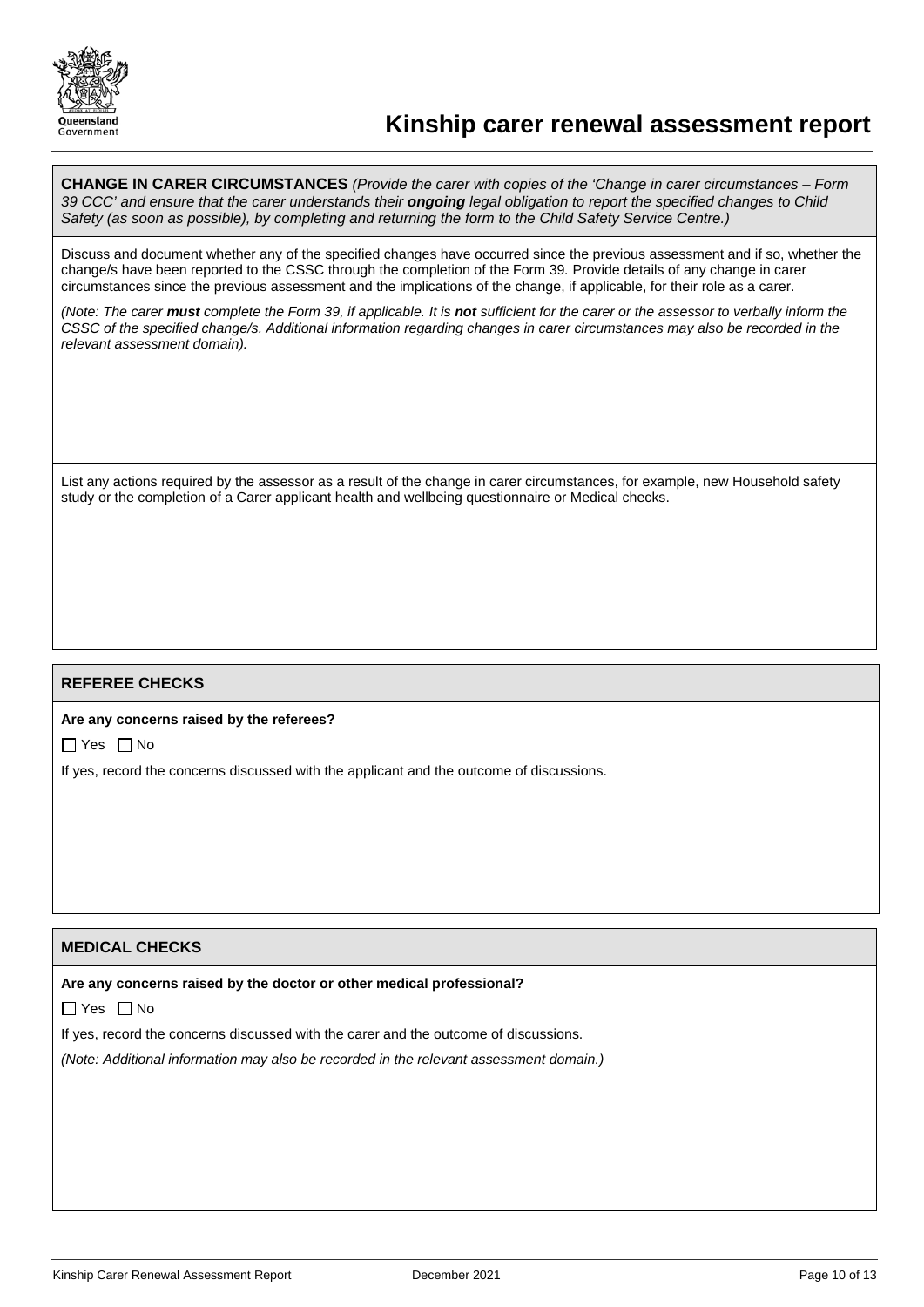# Kinship carer renewal assessment report

**CHANGE IN CARER CIRCUMSTANCES** *(Provide the carer with copies of the 'Change in carer circumstances – Form 39 CCC' and ensure that the carer understands their **ongoing** legal obligation to report the specified changes to Child Safety (as soon as possible), by completing and returning the form to the Child Safety Service Centre.)*

Discuss and document whether any of the specified changes have occurred since the previous assessment and if so, whether the change/s have been reported to the CSSC through the completion of the Form 39. Provide details of any change in carer circumstances since the previous assessment and the implications of the change, if applicable, for their role as a carer.

*(Note: The carer **must** complete the Form 39, if applicable. It is **not** sufficient for the carer or the assessor to verbally inform the CSSC of the specified change/s. Additional information regarding changes in carer circumstances may also be recorded in the relevant assessment domain).*

List any actions required by the assessor as a result of the change in carer circumstances, for example, new Household safety study or the completion of a Carer applicant health and wellbeing questionnaire or Medical checks.

## REFEREE CHECKS

**Are any concerns raised by the referees?**

☐ Yes ☐ No

If yes, record the concerns discussed with the applicant and the outcome of discussions.

## MEDICAL CHECKS

**Are any concerns raised by the doctor or other medical professional?**

☐ Yes ☐ No

If yes, record the concerns discussed with the carer and the outcome of discussions.

*(Note: Additional information may also be recorded in the relevant assessment domain.)*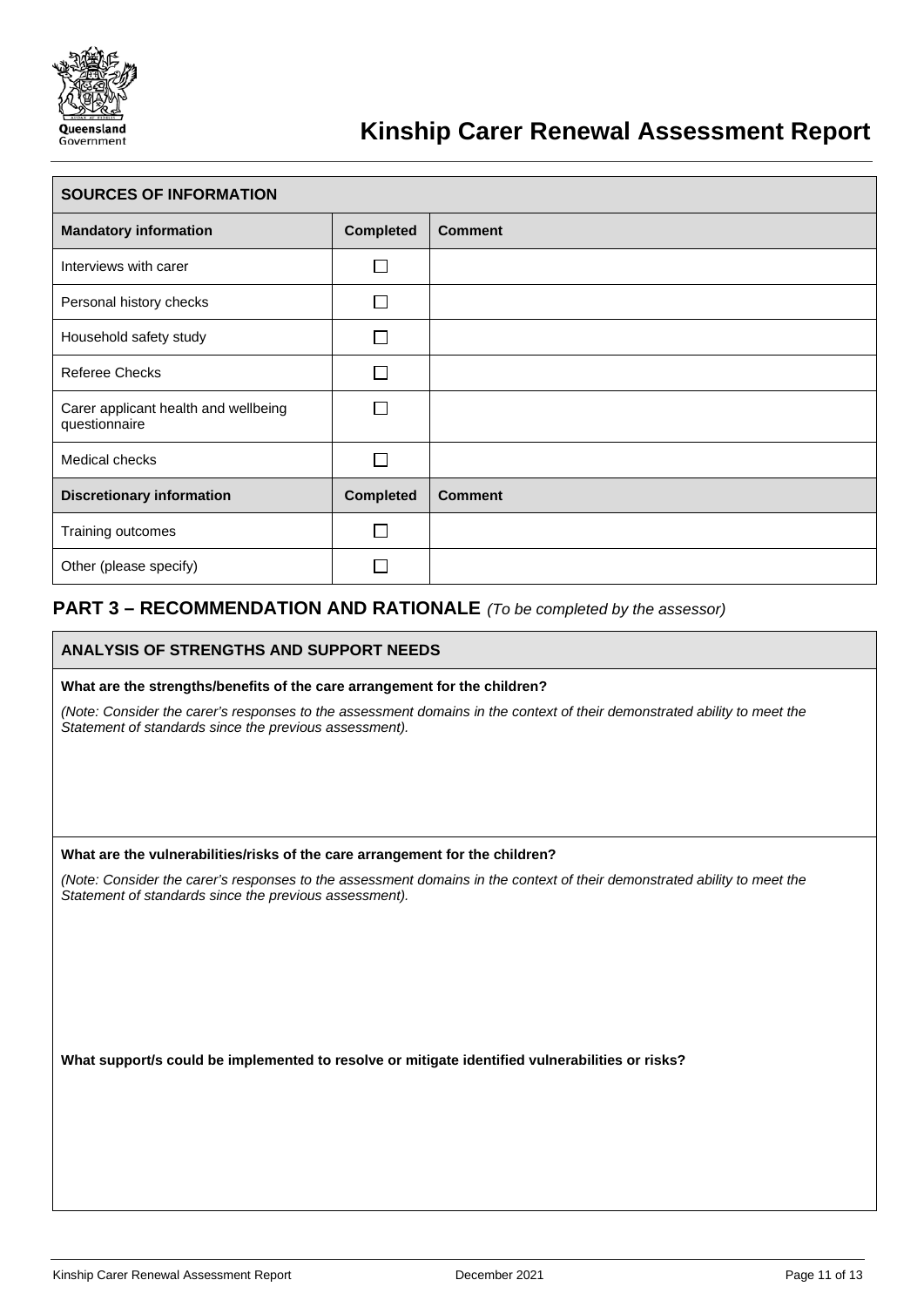| SOURCES OF INFORMATION | | |
|---|---|---|
| **Mandatory information** | **Completed** | **Comment** |
| Interviews with carer | ☐ | |
| Personal history checks | ☐ | |
| Household safety study | ☐ | |
| Referee Checks | ☐ | |
| Carer applicant health and wellbeing questionnaire | ☐ | |
| Medical checks | ☐ | |
| **Discretionary information** | **Completed** | **Comment** |
| Training outcomes | ☐ | |
| Other (please specify) | ☐ | |

## PART 3 – RECOMMENDATION AND RATIONALE *(To be completed by the assessor)*

### ANALYSIS OF STRENGTHS AND SUPPORT NEEDS

**What are the strengths/benefits of the care arrangement for the children?**

*(Note: Consider the carer's responses to the assessment domains in the context of their demonstrated ability to meet the Statement of standards since the previous assessment).*

**What are the vulnerabilities/risks of the care arrangement for the children?**

*(Note: Consider the carer's responses to the assessment domains in the context of their demonstrated ability to meet the Statement of standards since the previous assessment).*

**What support/s could be implemented to resolve or mitigate identified vulnerabilities or risks?**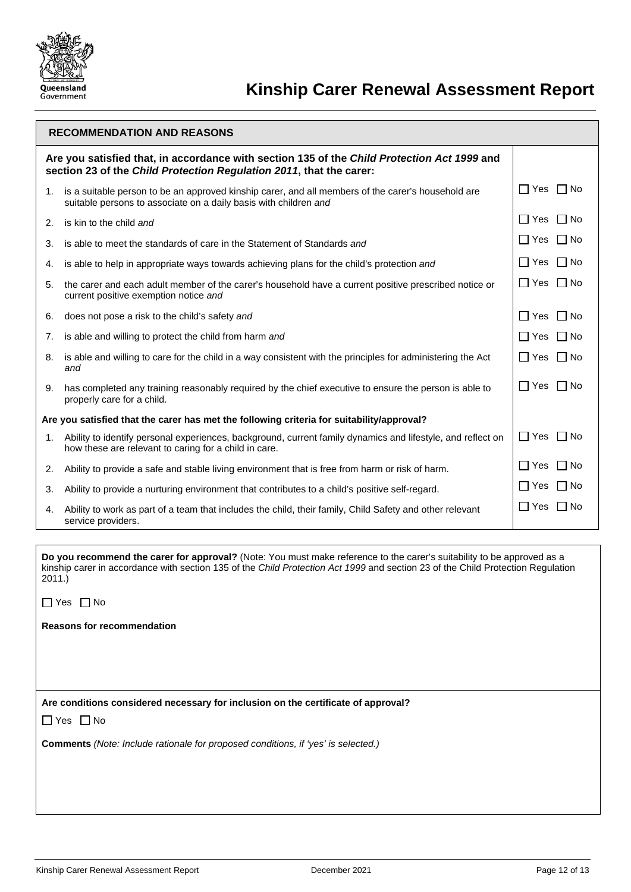# Kinship Carer Renewal Assessment Report

## RECOMMENDATION AND REASONS

**Are you satisfied that, in accordance with section 135 of the *Child Protection Act 1999* and section 23 of the *Child Protection Regulation 2011*, that the carer:**

| | | |
|---|---|---|
| 1. | is a suitable person to be an approved kinship carer, and all members of the carer's household are suitable persons to associate on a daily basis with children *and* | ☐ Yes ☐ No |
| 2. | is kin to the child *and* | ☐ Yes ☐ No |
| 3. | is able to meet the standards of care in the Statement of Standards *and* | ☐ Yes ☐ No |
| 4. | is able to help in appropriate ways towards achieving plans for the child's protection *and* | ☐ Yes ☐ No |
| 5. | the carer and each adult member of the carer's household have a current positive prescribed notice or current positive exemption notice *and* | ☐ Yes ☐ No |
| 6. | does not pose a risk to the child's safety *and* | ☐ Yes ☐ No |
| 7. | is able and willing to protect the child from harm *and* | ☐ Yes ☐ No |
| 8. | is able and willing to care for the child in a way consistent with the principles for administering the Act *and* | ☐ Yes ☐ No |
| 9. | has completed any training reasonably required by the chief executive to ensure the person is able to properly care for a child. | ☐ Yes ☐ No |

**Are you satisfied that the carer has met the following criteria for suitability/approval?**

| | | |
|---|---|---|
| 1. | Ability to identify personal experiences, background, current family dynamics and lifestyle, and reflect on how these are relevant to caring for a child in care. | ☐ Yes ☐ No |
| 2. | Ability to provide a safe and stable living environment that is free from harm or risk of harm. | ☐ Yes ☐ No |
| 3. | Ability to provide a nurturing environment that contributes to a child's positive self-regard. | ☐ Yes ☐ No |
| 4. | Ability to work as part of a team that includes the child, their family, Child Safety and other relevant service providers. | ☐ Yes ☐ No |

**Do you recommend the carer for approval?** (Note: You must make reference to the carer's suitability to be approved as a kinship carer in accordance with section 135 of the *Child Protection Act 1999* and section 23 of the Child Protection Regulation 2011.)

☐ Yes ☐ No

**Reasons for recommendation**

**Are conditions considered necessary for inclusion on the certificate of approval?**

☐ Yes ☐ No

**Comments** *(Note: Include rationale for proposed conditions, if 'yes' is selected.)*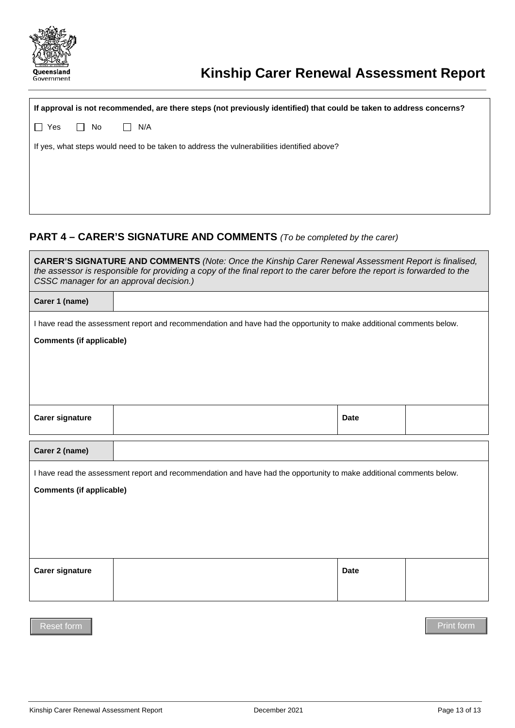**If approval is not recommended, are there steps (not previously identified) that could be taken to address concerns?**

☐ Yes ☐ No ☐ N/A

If yes, what steps would need to be taken to address the vulnerabilities identified above?

## PART 4 – CARER'S SIGNATURE AND COMMENTS *(To be completed by the carer)*

**CARER'S SIGNATURE AND COMMENTS** *(Note: Once the Kinship Carer Renewal Assessment Report is finalised, the assessor is responsible for providing a copy of the final report to the carer before the report is forwarded to the CSSC manager for an approval decision.)*

| **Carer 1 (name)** | | | |
|---|---|---|---|
| I have read the assessment report and recommendation and have had the opportunity to make additional comments below.<br><br>**Comments (if applicable)** | | | |
| **Carer signature** | | **Date** | |

| **Carer 2 (name)** | | | |
|---|---|---|---|
| I have read the assessment report and recommendation and have had the opportunity to make additional comments below.<br><br>**Comments (if applicable)** | | | |
| **Carer signature** | | **Date** | |

Reset form

Print form